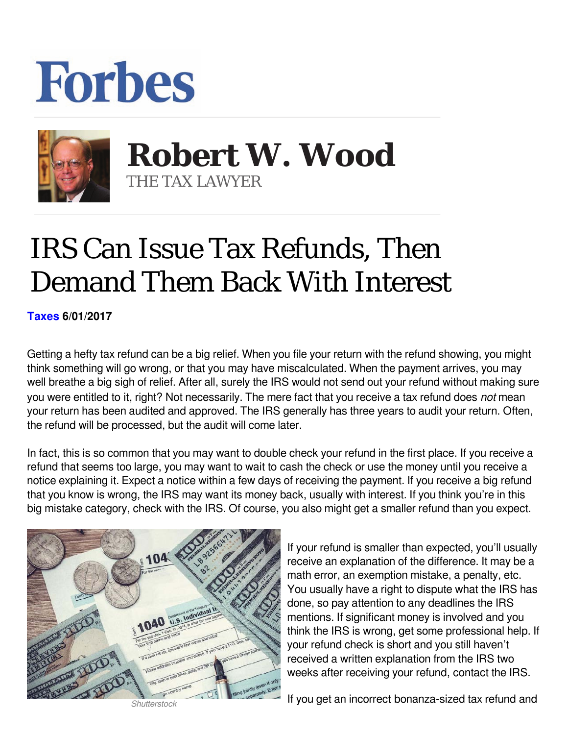# Forbes

## Robert W. Wood

THE TAX LAWYER

# IRS Can Issue Tax Refunds, Then Demand Them Back With Interest

**Taxes 6/01/2017**

Getting a hefty tax refund can be a big relief. When you file your return with the refund showing, you might think something will go wrong, or that you may have miscalculated. When the payment arrives, you may well breathe a big sigh of relief. After all, surely the IRS would not send out your refund without making sure you were entitled to it, right? Not necessarily. The mere fact that you receive a tax refund does *not* mean your return has been audited and approved. The IRS generally has three years to audit your return. Often, the refund will be processed, but the audit will come later.

In fact, this is so common that you may want to double check your refund in the first place. If you receive a refund that seems too large, you may want to wait to cash the check or use the money until you receive a notice explaining it. Expect a notice within a few days of receiving the payment. If you receive a big refund that you know is wrong, the IRS may want its money back, usually with interest. If you think you're in this big mistake category, check with the IRS. Of course, you also might get a smaller refund than you expect.

Shutterstock

If your refund is smaller than expected, you'll usually receive an explanation of the difference. It may be a math error, an exemption mistake, a penalty, etc. You usually have a right to dispute what the IRS has done, so pay attention to any deadlines the IRS mentions. If significant money is involved and you think the IRS is wrong, get some professional help. If your refund check is short and you still haven't received a written explanation from the IRS two weeks after receiving your refund, contact the IRS.

If you get an incorrect bonanza-sized tax refund and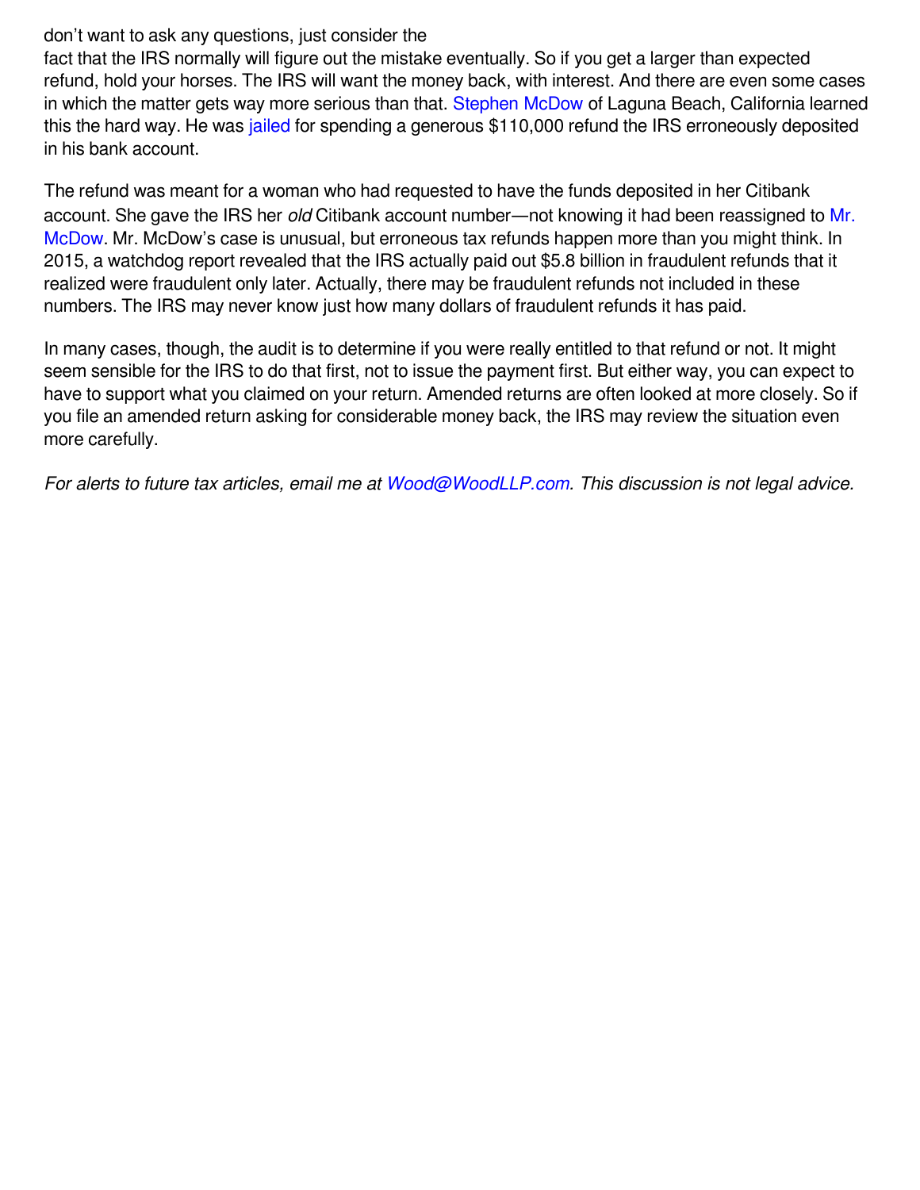don't want to ask any questions, just consider the fact that the IRS normally will figure out the mistake eventually. So if you get a larger than expected refund, hold your horses. The IRS will want the money back, with interest. And there are even some cases in which the matter gets way more serious than that. Stephen McDow of Laguna Beach, California learned this the hard way. He was jailed for spending a generous $110,000 refund the IRS erroneously deposited in his bank account.

The refund was meant for a woman who had requested to have the funds deposited in her Citibank account. She gave the IRS her *old* Citibank account number—not knowing it had been reassigned to Mr. McDow. Mr. McDow's case is unusual, but erroneous tax refunds happen more than you might think. In 2015, a watchdog report revealed that the IRS actually paid out $5.8 billion in fraudulent refunds that it realized were fraudulent only later. Actually, there may be fraudulent refunds not included in these numbers. The IRS may never know just how many dollars of fraudulent refunds it has paid.

In many cases, though, the audit is to determine if you were really entitled to that refund or not. It might seem sensible for the IRS to do that first, not to issue the payment first. But either way, you can expect to have to support what you claimed on your return. Amended returns are often looked at more closely. So if you file an amended return asking for considerable money back, the IRS may review the situation even more carefully.

*For alerts to future tax articles, email me at Wood@WoodLLP.com. This discussion is not legal advice.*